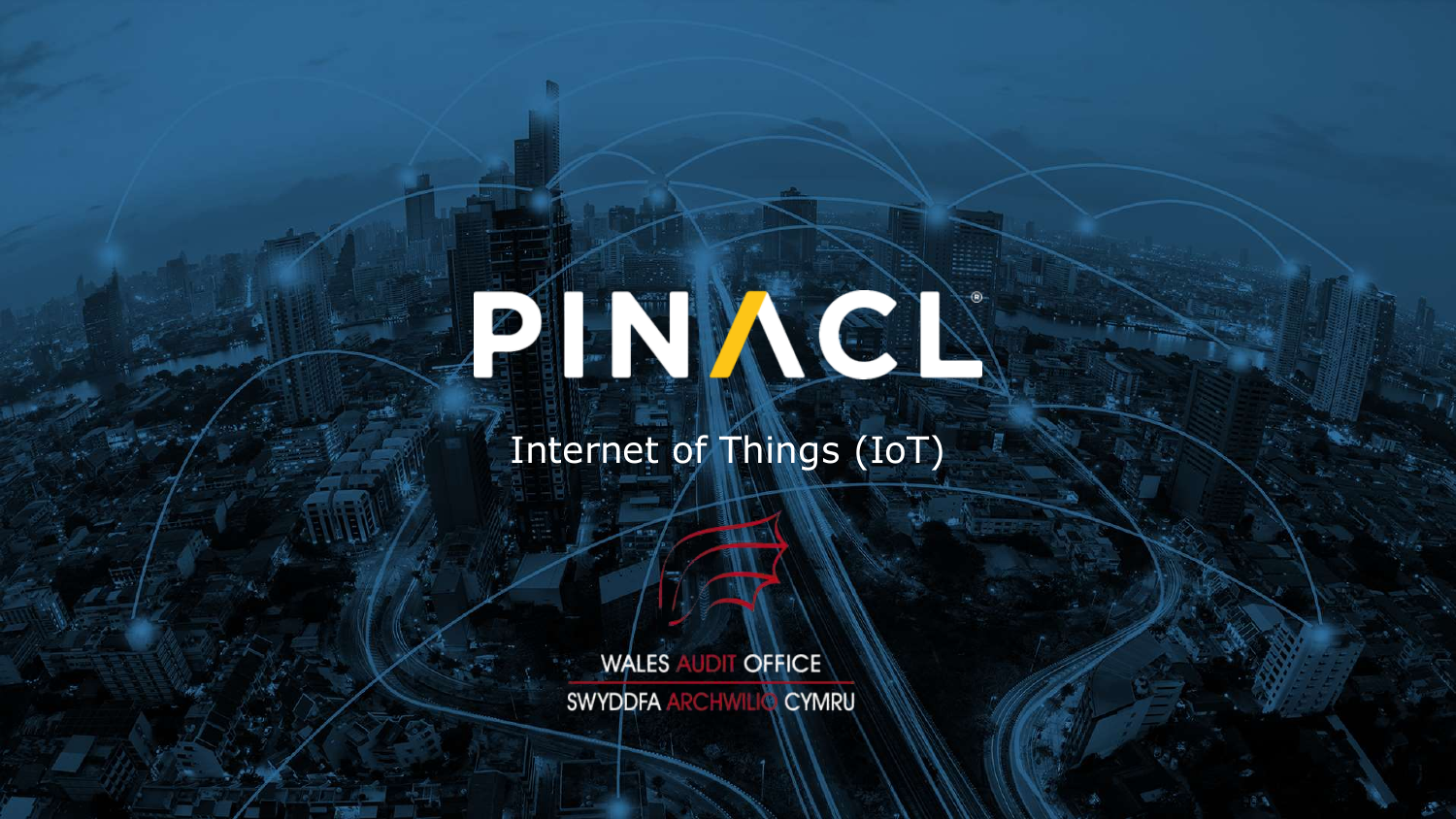# PINACL

Internet of Things (IoT)

WALES AUDIT OFFICE

SWYDDFA ARCHWILIO CYMRU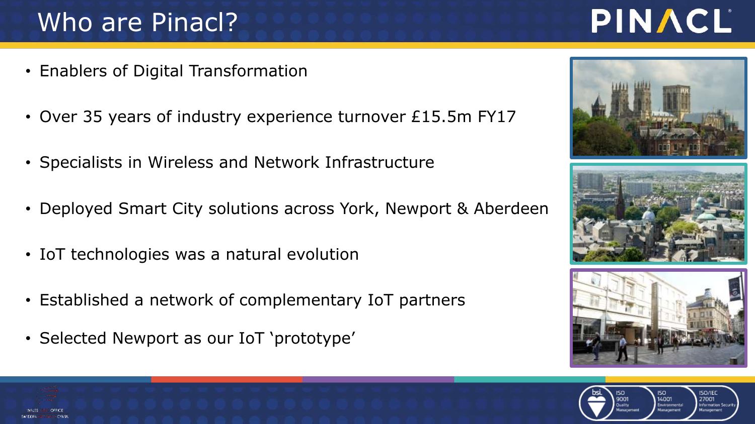# Who are Pinacl?

- Enablers of Digital Transformation
- Over 35 years of industry experience turnover £15.5m FY17
- Specialists in Wireless and Network Infrastructure
- Deployed Smart City solutions across York, Newport & Aberdeen
- IoT technologies was a natural evolution
- Established a network of complementary IoT partners
- Selected Newport as our IoT 'prototype'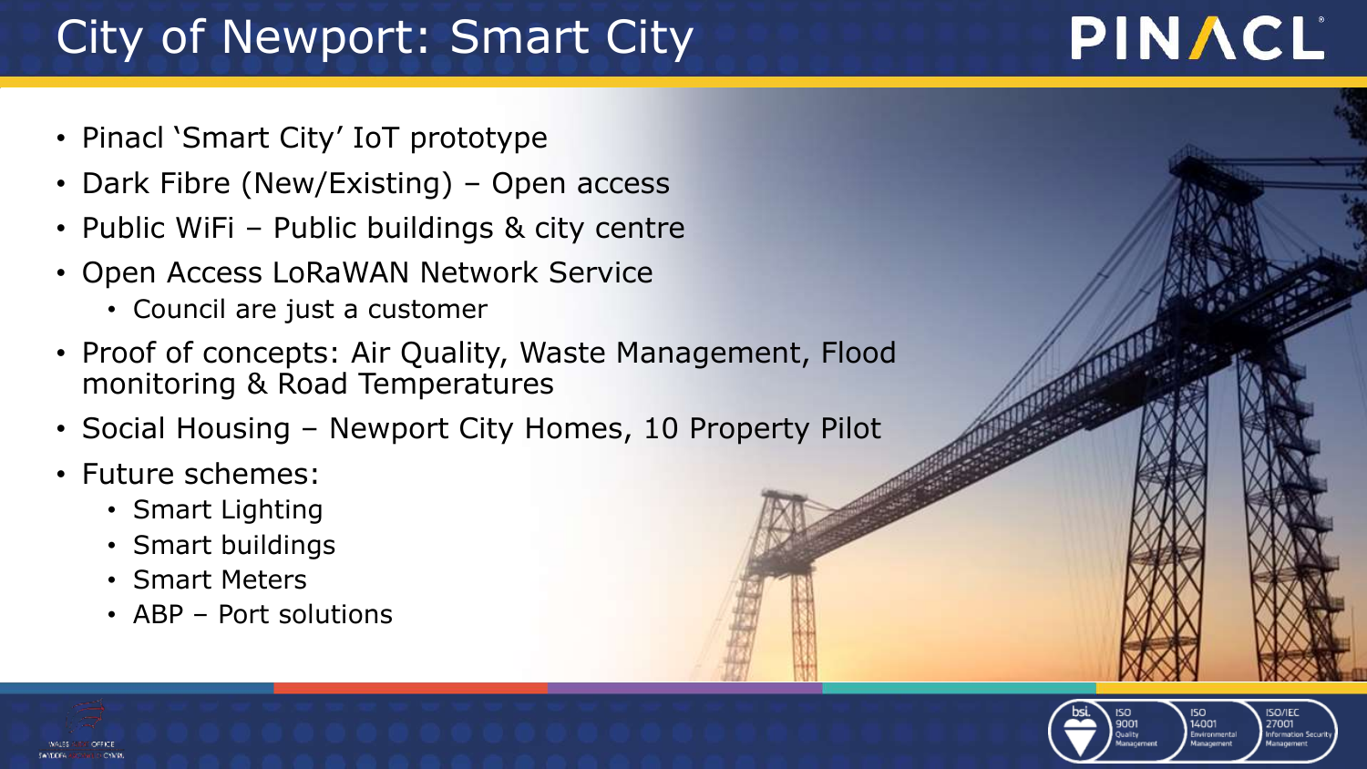# City of Newport: Smart City

- Pinacl 'Smart City' IoT prototype
- Dark Fibre (New/Existing) – Open access
- Public WiFi – Public buildings & city centre
- Open Access LoRaWAN Network Service
  - Council are just a customer
- Proof of concepts: Air Quality, Waste Management, Flood monitoring & Road Temperatures
- Social Housing – Newport City Homes, 10 Property Pilot
- Future schemes:
  - Smart Lighting
  - Smart buildings
  - Smart Meters
  - ABP – Port solutions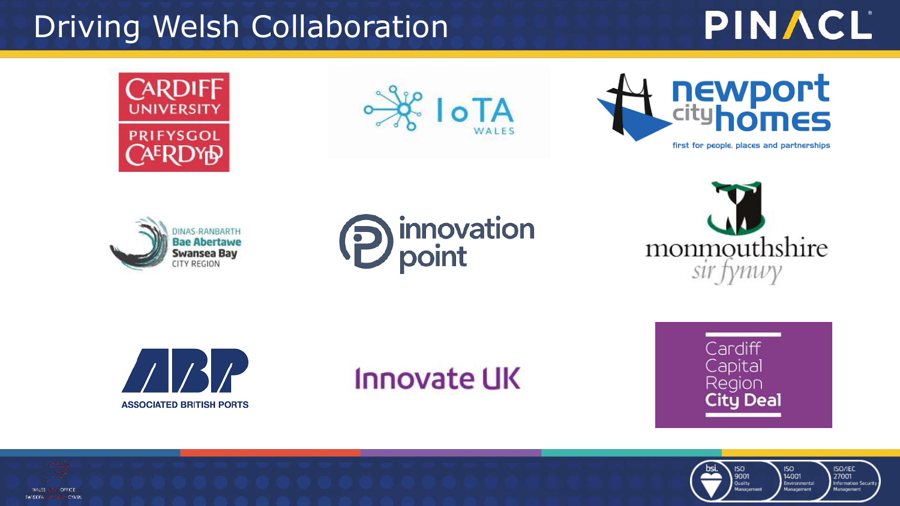# Driving Welsh Collaboration

PINACL

CARDIFF UNIVERSITY
PRIFYSGOL CAERDYDD

IoTA WALES

newport city homes
first for people, places and partnerships

DINAS-RANBARTH Bae Abertawe Swansea Bay CITY REGION

innovation point

monmouthshire
sir fynwy

ABP
ASSOCIATED BRITISH PORTS

Innovate UK

Cardiff Capital Region City Deal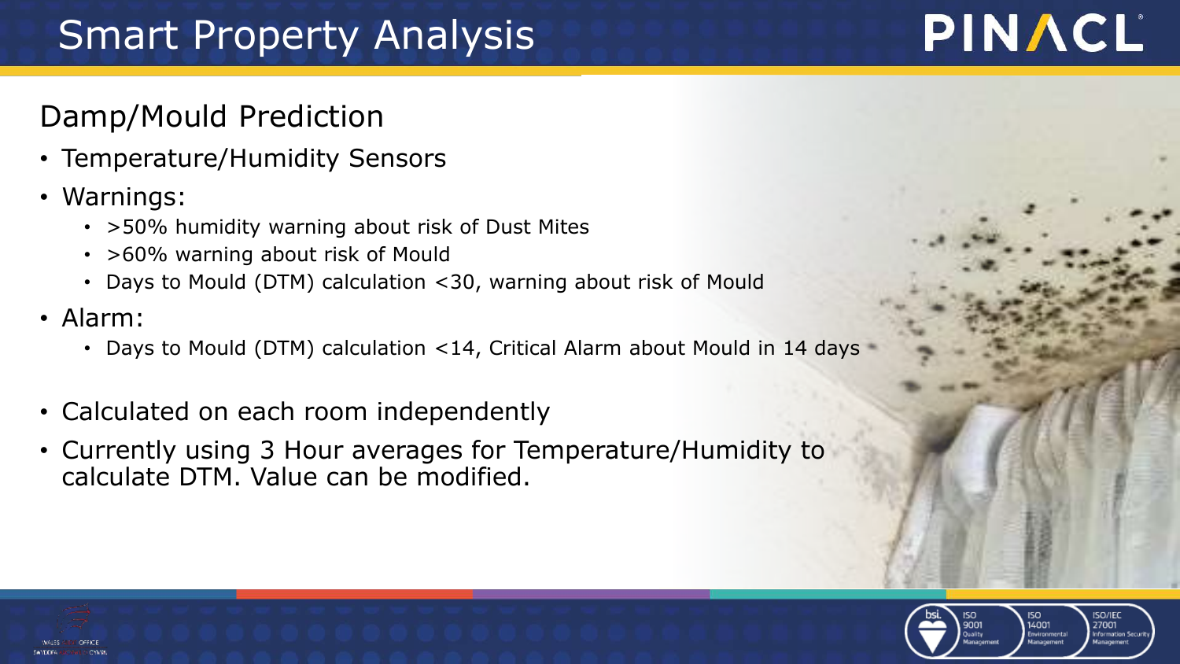# Smart Property Analysis

## Damp/Mould Prediction

- Temperature/Humidity Sensors
- Warnings:
  - >50% humidity warning about risk of Dust Mites
  - >60% warning about risk of Mould
  - Days to Mould (DTM) calculation <30, warning about risk of Mould
- Alarm:
  - Days to Mould (DTM) calculation <14, Critical Alarm about Mould in 14 days

- Calculated on each room independently
- Currently using 3 Hour averages for Temperature/Humidity to calculate DTM. Value can be modified.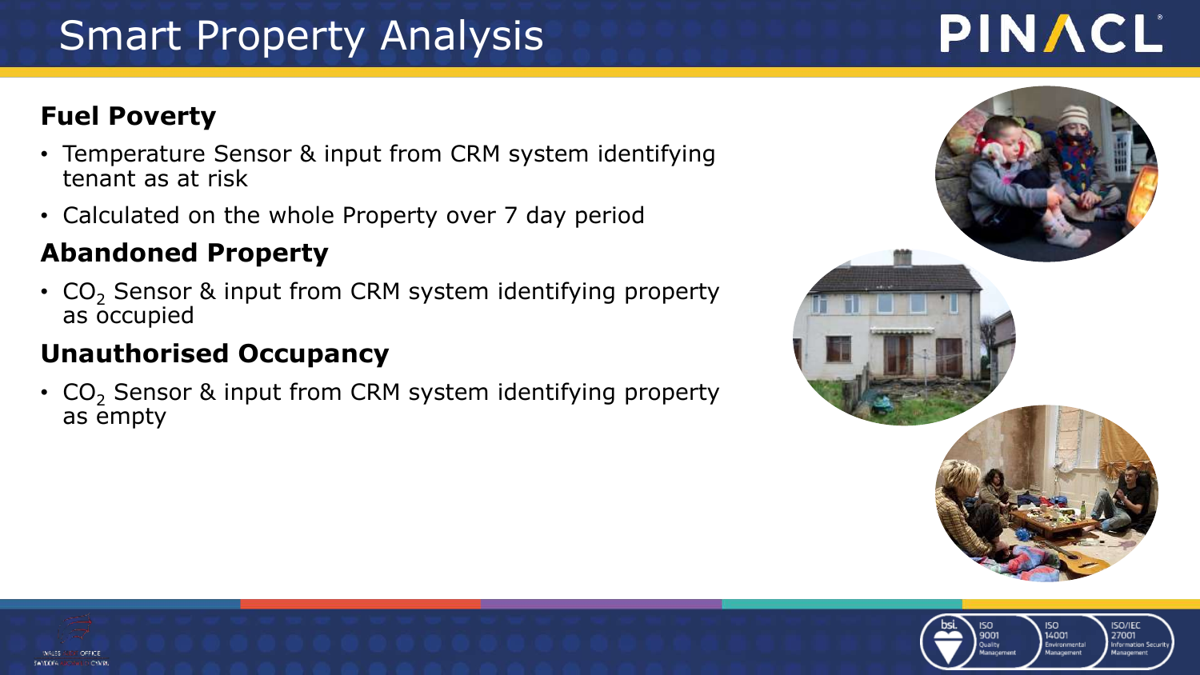# Smart Property Analysis

### Fuel Poverty

- Temperature Sensor & input from CRM system identifying tenant as at risk
- Calculated on the whole Property over 7 day period

### Abandoned Property

- $CO_2$ Sensor & input from CRM system identifying property as occupied

### Unauthorised Occupancy

- $CO_2$ Sensor & input from CRM system identifying property as empty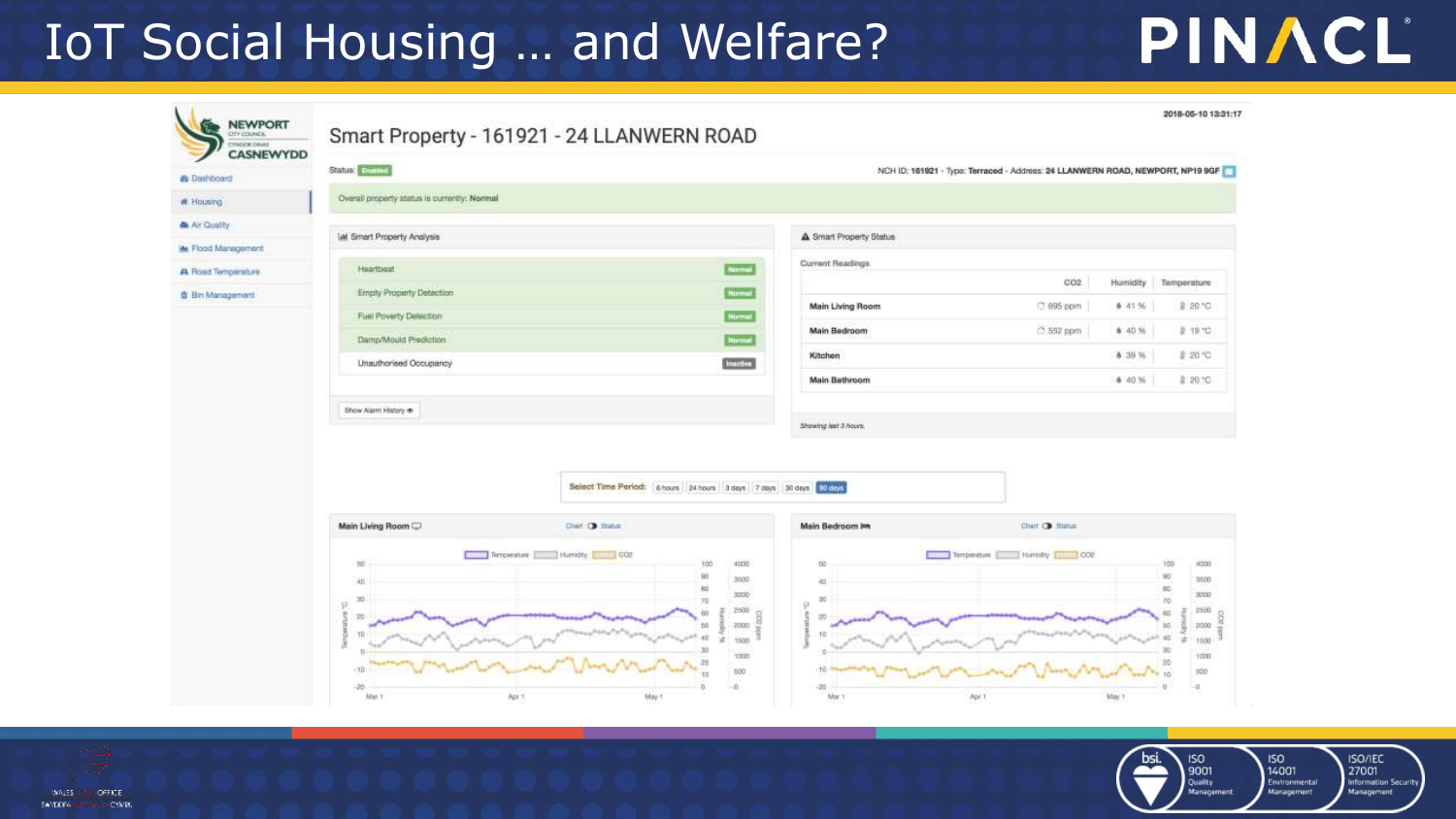# IoT Social Housing … and Welfare?

PINACL

NEWPORT CITY COUNCIL
CYNGOR DINAS CASNEWYDD

- Dashboard
- Housing
- Air Quality
- Flood Management
- Road Temperature
- Bin Management

2018-05-10 13:31:17

## Smart Property - 161921 - 24 LLANWERN ROAD

Status: Enabled

NCH ID: 161921 - Type: Terraced - Address: 24 LLANWERN ROAD, NEWPORT, NP19 9GF

Overall property status is currently: Normal

### Smart Property Analysis

| | |
|---|---|
| Heartbeat | Normal |
| Empty Property Detection | Normal |
| Fuel Poverty Detection | Normal |
| Damp/Mould Prediction | Normal |
| Unauthorised Occupancy | Inactive |

Show Alarm History

### Smart Property Status

Current Readings

| | CO2 | Humidity | Temperature |
|---|---|---|---|
| Main Living Room | 695 ppm | 41 % | 20 °C |
| Main Bedroom | 552 ppm | 40 % | 19 °C |
| Kitchen | | 39 % | 20 °C |
| Main Bathroom | | 40 % | 20 °C |

*Showing last 3 hours.*

Select Time Period: 6 hours | 24 hours | 3 days | 7 days | 30 days | 90 days

**Main Living Room** — Chart / Status

Temperature · Humidity · CO2

**Main Bedroom** — Chart / Status

Temperature · Humidity · CO2

WALES OFFICE
SWYDDFA CYMRU

bsi. ISO 9001 Quality Management | ISO 14001 Environmental Management | ISO/IEC 27001 Information Security Management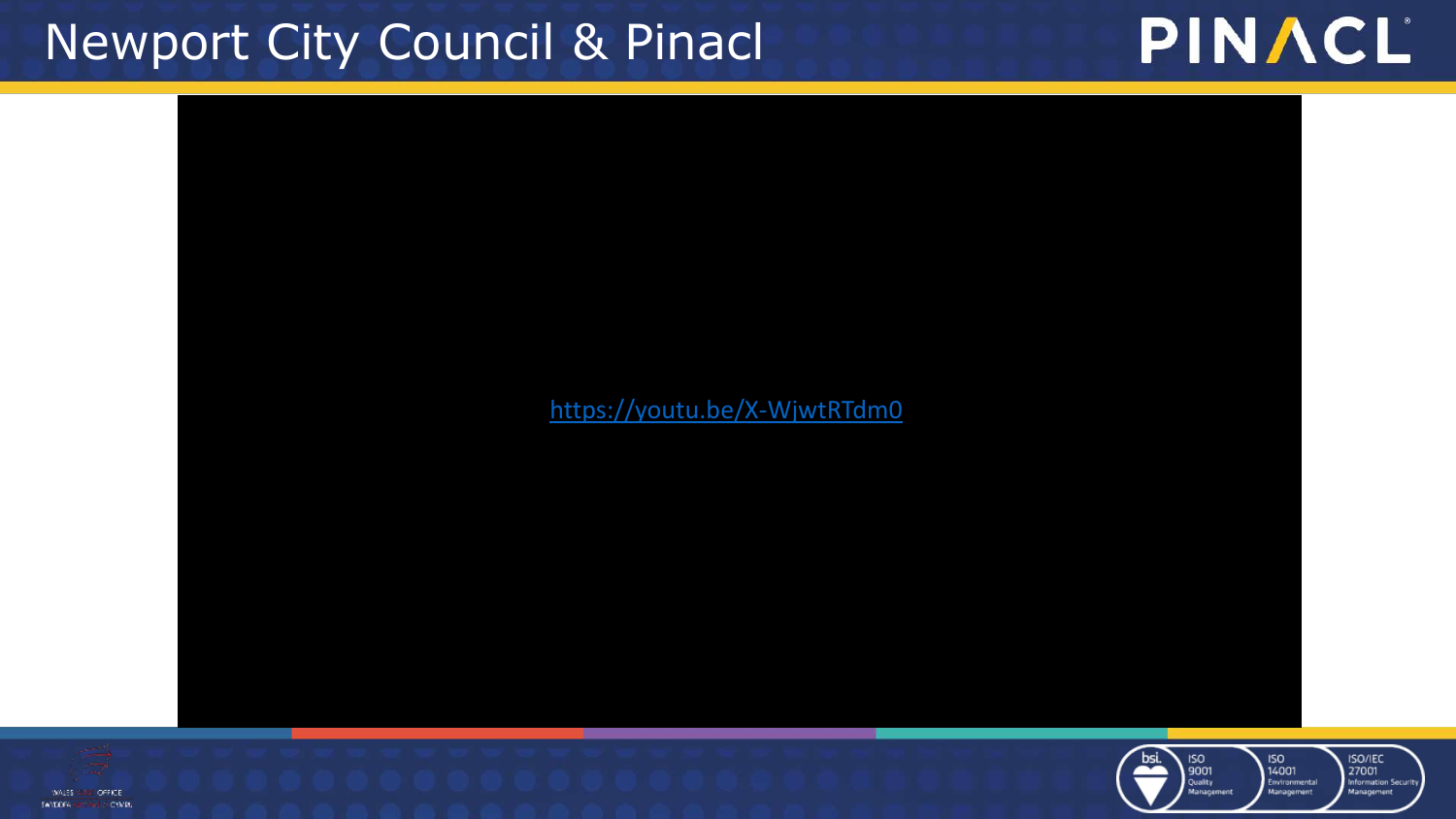# Newport City Council & Pinacl

https://youtu.be/X-WjwtRTdm0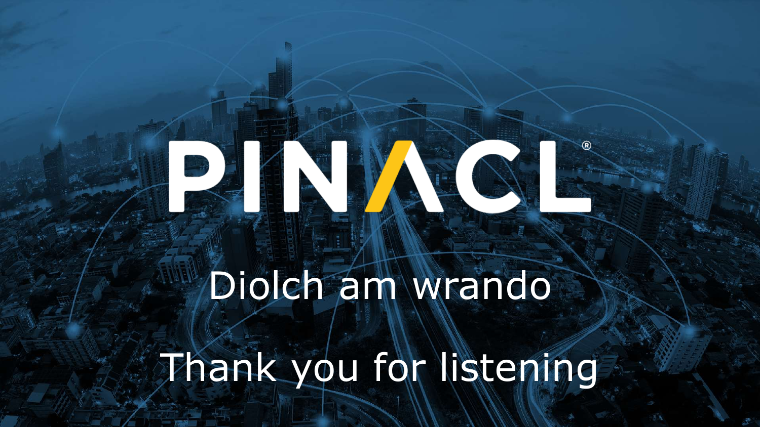PINACL®

Diolch am wrando

Thank you for listening